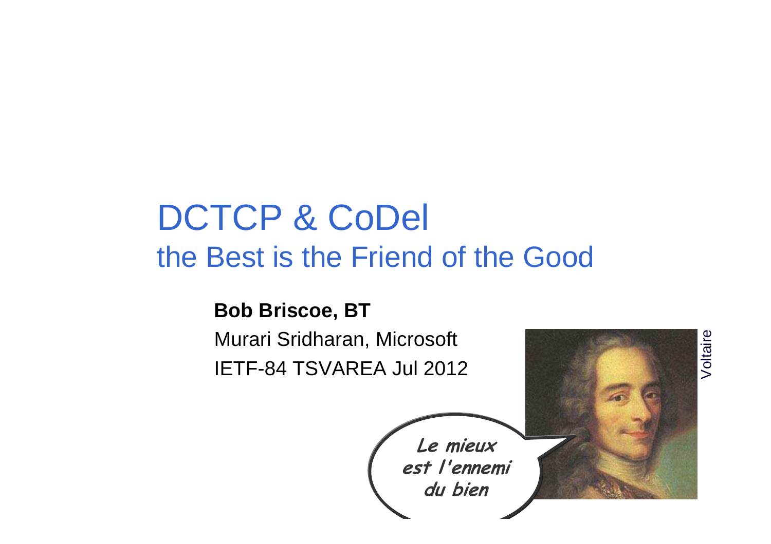# DCTCP & CoDel
## the Best is the Friend of the Good

**Bob Briscoe, BT**

Murari Sridharan, Microsoft

IETF-84 TSVAREA Jul 2012

*Le mieux est l'ennemi du bien*

Voltaire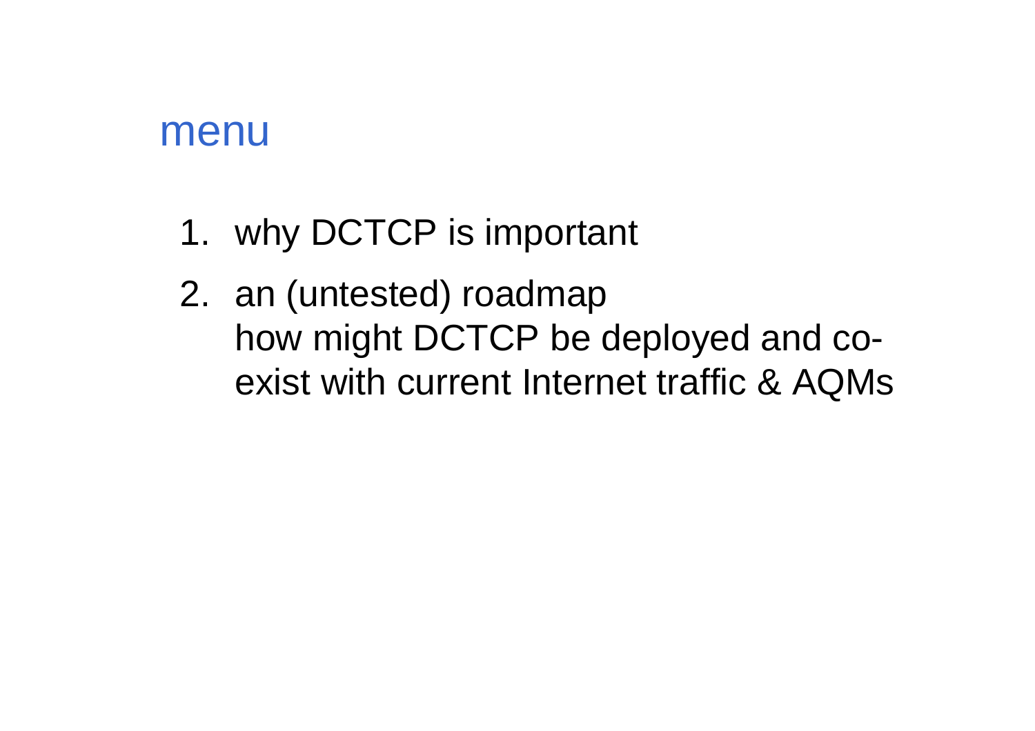# menu

1. why DCTCP is important
2. an (untested) roadmap
   how might DCTCP be deployed and co-exist with current Internet traffic & AQMs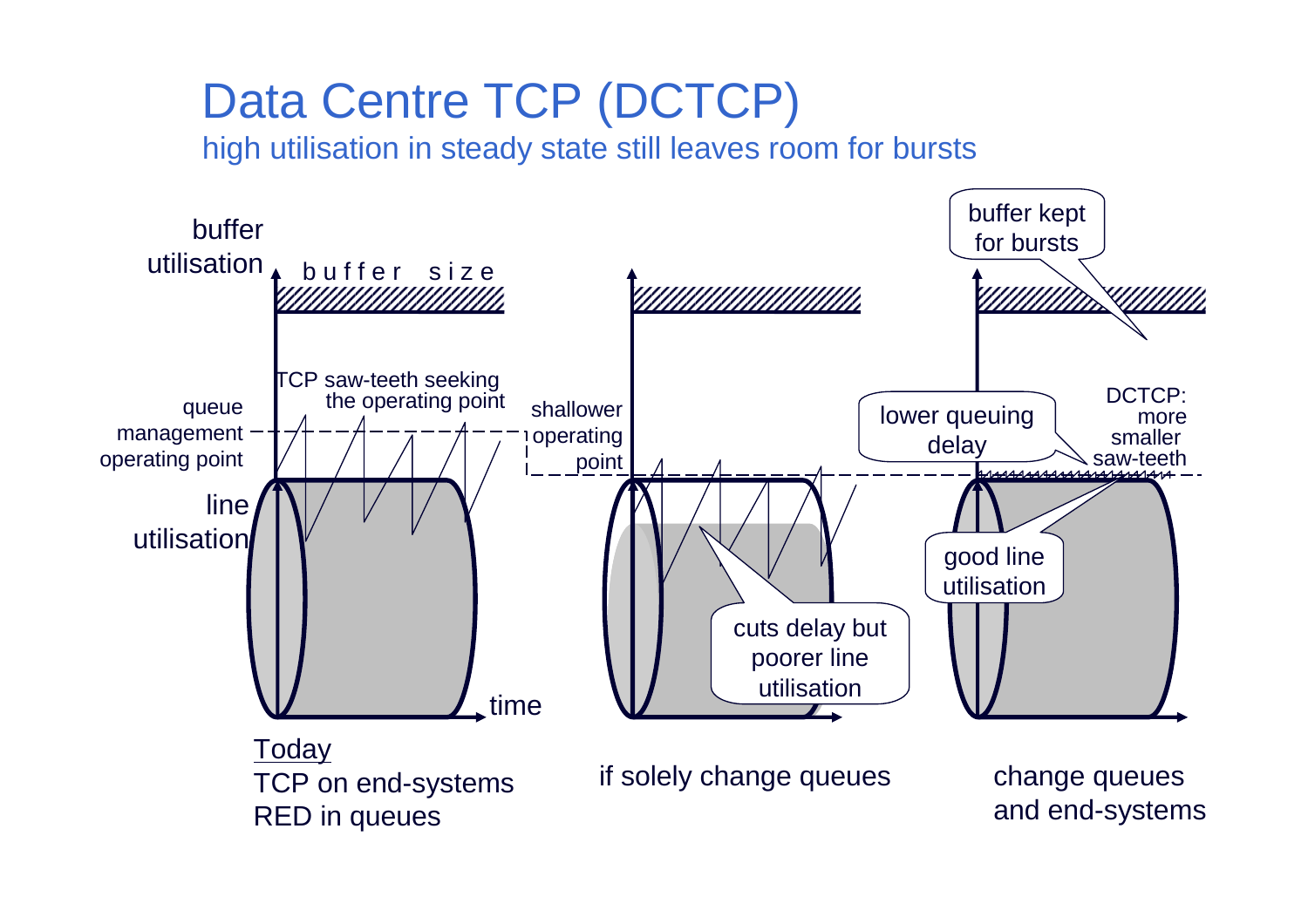# Data Centre TCP (DCTCP)

high utilisation in steady state still leaves room for bursts

buffer utilisation

buffer size

TCP saw-teeth seeking the operating point

queue management operating point

line utilisation

time

shallower operating point

cuts delay but poorer line utilisation

buffer kept for bursts

lower queuing delay

DCTCP: more smaller saw-teeth

good line utilisation

Today
TCP on end-systems
RED in queues

if solely change queues

change queues and end-systems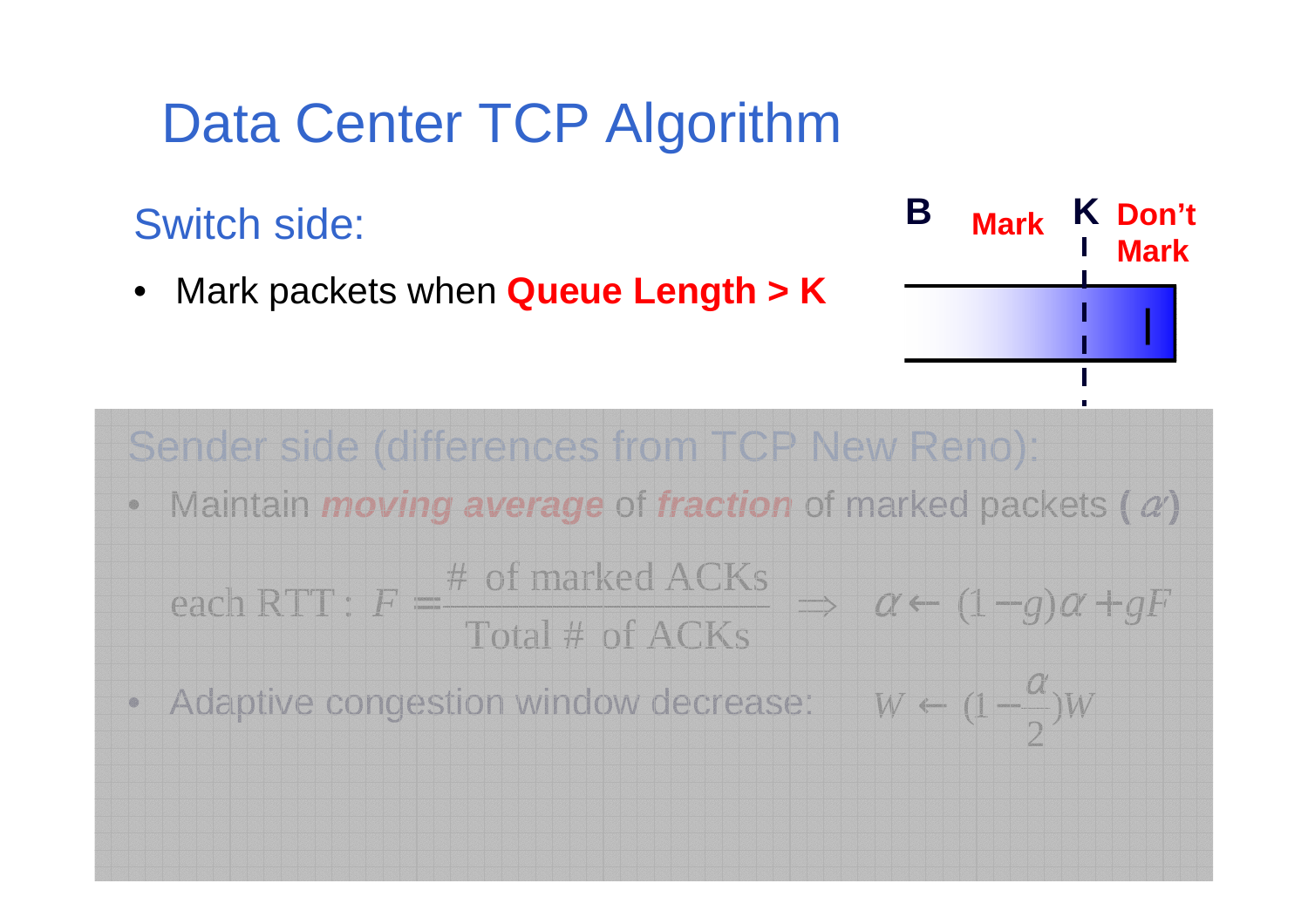# Data Center TCP Algorithm

## Switch side:

- Mark packets when **Queue Length > K**

B Mark K Don't Mark

## Sender side (differences from TCP New Reno):

- Maintain ***moving average*** of ***fraction*** of marked packets **(** $\alpha$ **)**

$$\text{each RTT}: F = \frac{\text{\# of marked ACKs}}{\text{Total \# of ACKs}} \Rightarrow \alpha \leftarrow (1-g)\alpha + gF$$

- Adaptive congestion window decrease: $W \leftarrow (1 - \frac{\alpha}{2})W$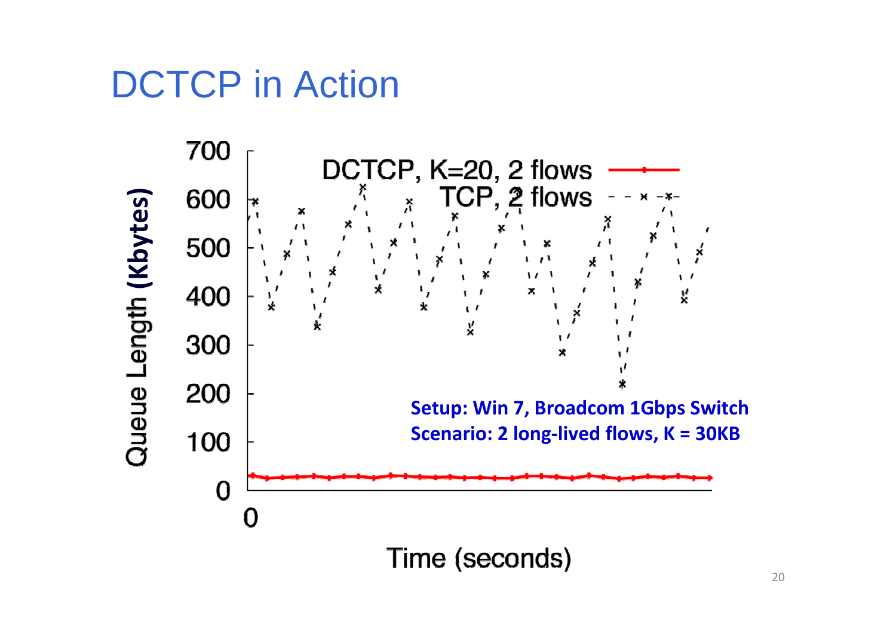# DCTCP in Action

Setup: Win 7, Broadcom 1Gbps Switch
Scenario: 2 long-lived flows, K = 30KB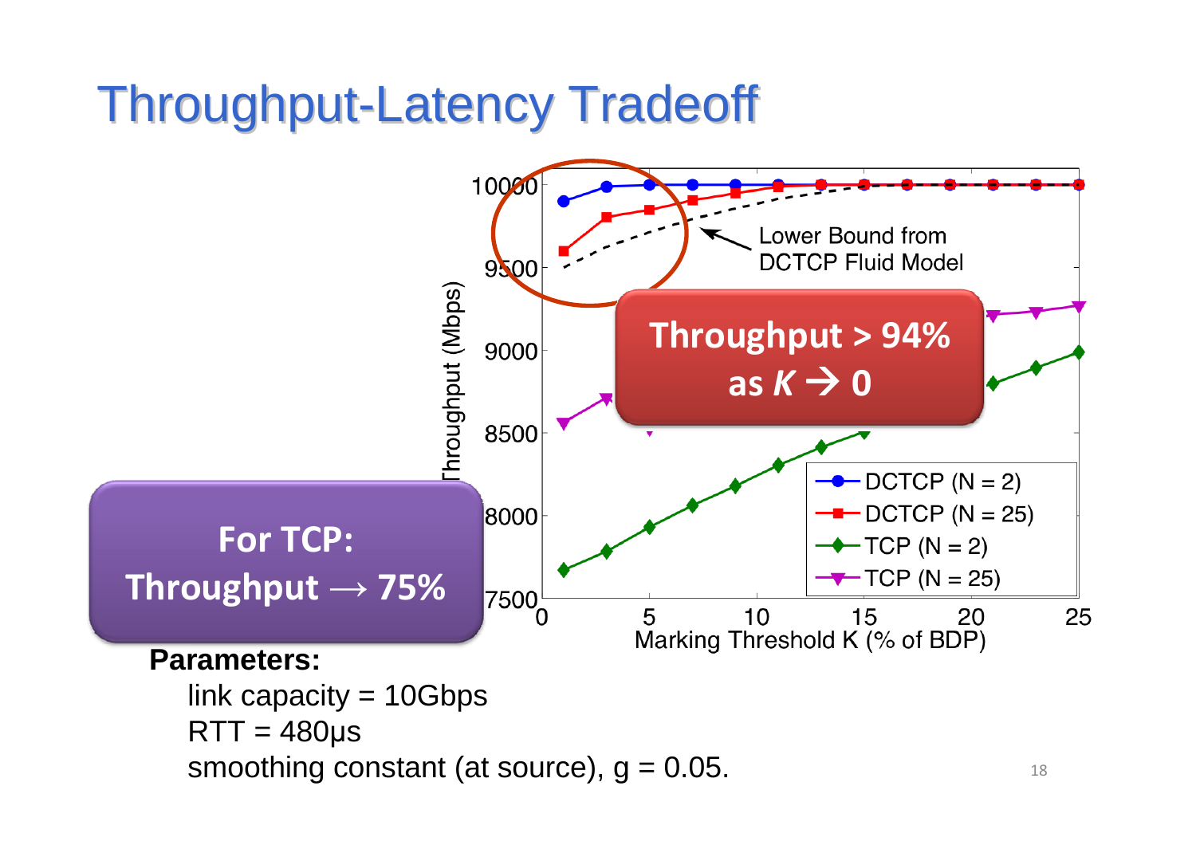# Throughput-Latency Tradeoff

**Throughput > 94% as $K \rightarrow 0$**

**For TCP: Throughput → 75%**

Lower Bound from DCTCP Fluid Model

- DCTCP (N = 2)
- DCTCP (N = 25)
- TCP (N = 2)
- TCP (N = 25)

Throughput (Mbps) vs. Marking Threshold K (% of BDP)

**Parameters:**

link capacity = 10Gbps

RTT = 480μs

smoothing constant (at source), g = 0.05.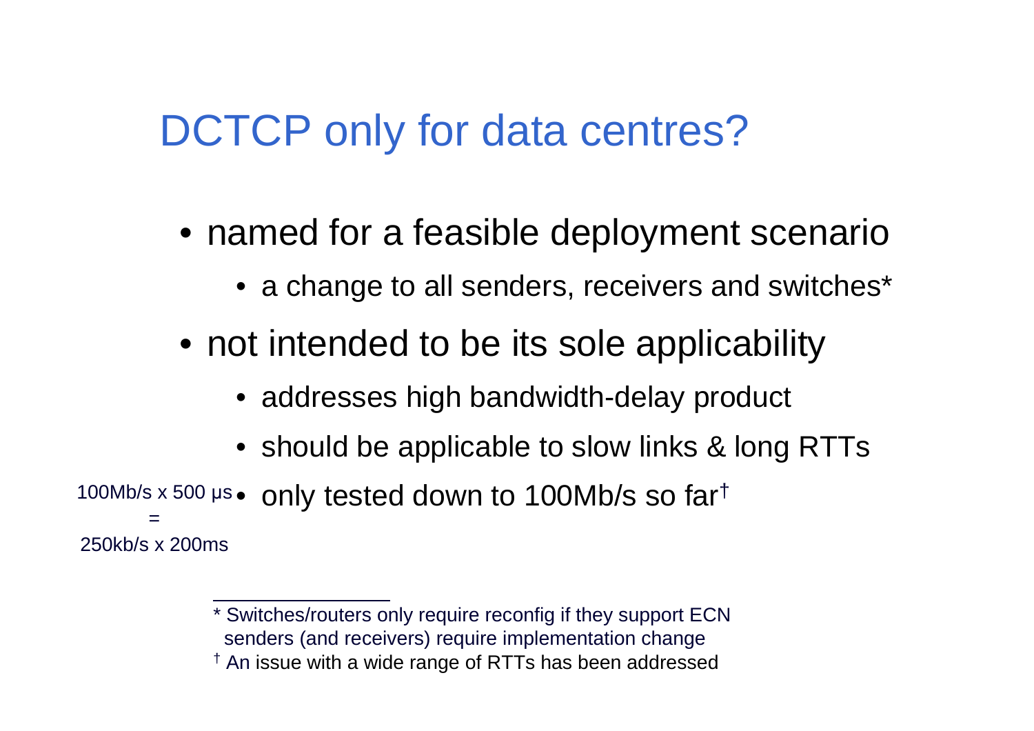# DCTCP only for data centres?

- named for a feasible deployment scenario
  - a change to all senders, receivers and switches*
- not intended to be its sole applicability
  - addresses high bandwidth-delay product
  - should be applicable to slow links & long RTTs
  - only tested down to 100Mb/s so far†

100Mb/s x 500 μs = 250kb/s x 200ms

---

\* Switches/routers only require reconfig if they support ECN senders (and receivers) require implementation change

† An issue with a wide range of RTTs has been addressed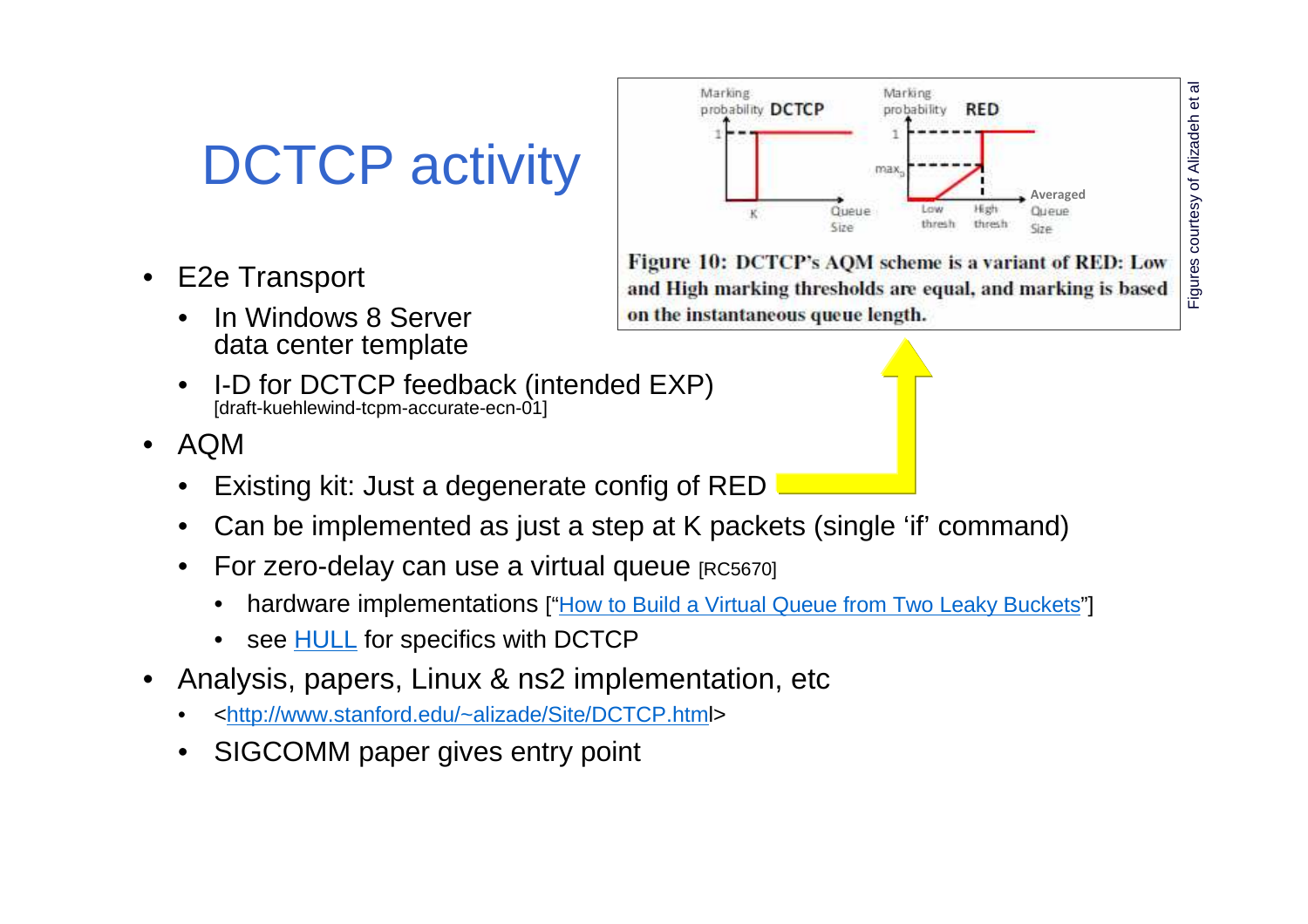# DCTCP activity

- E2e Transport
  - In Windows 8 Server data center template
  - I-D for DCTCP feedback (intended EXP) [draft-kuehlewind-tcpm-accurate-ecn-01]
- AQM
  - Existing kit: Just a degenerate config of RED
  - Can be implemented as just a step at K packets (single 'if' command)
  - For zero-delay can use a virtual queue [RC5670]
    - hardware implementations ["How to Build a Virtual Queue from Two Leaky Buckets"]
    - see HULL for specifics with DCTCP
- Analysis, papers, Linux & ns2 implementation, etc
  - <http://www.stanford.edu/~alizade/Site/DCTCP.html>
  - SIGCOMM paper gives entry point

**Figure 10: DCTCP's AQM scheme is a variant of RED: Low and High marking thresholds are equal, and marking is based on the instantaneous queue length.**

Figures courtesy of Alizadeh et al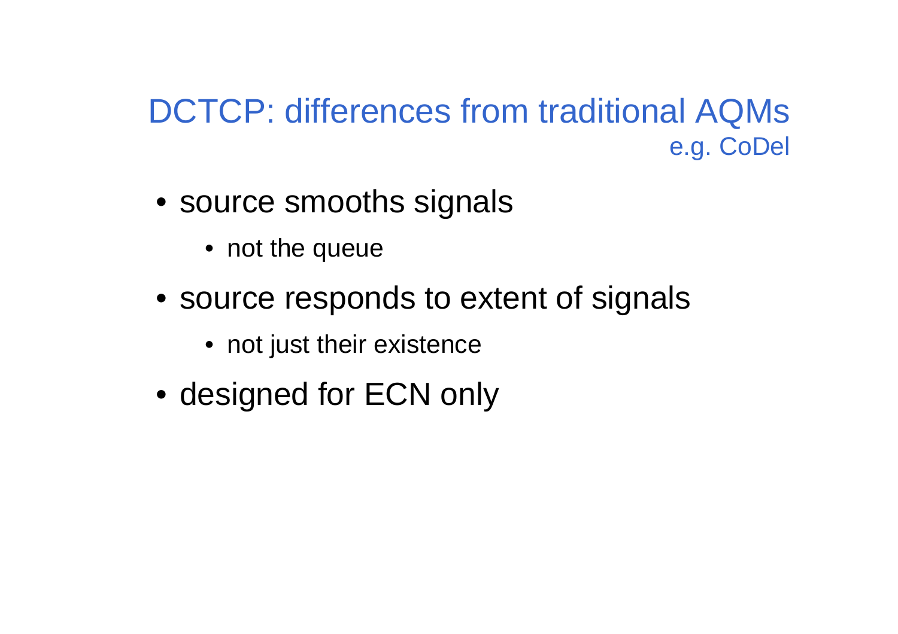# DCTCP: differences from traditional AQMs
e.g. CoDel

- source smooths signals
  - not the queue
- source responds to extent of signals
  - not just their existence
- designed for ECN only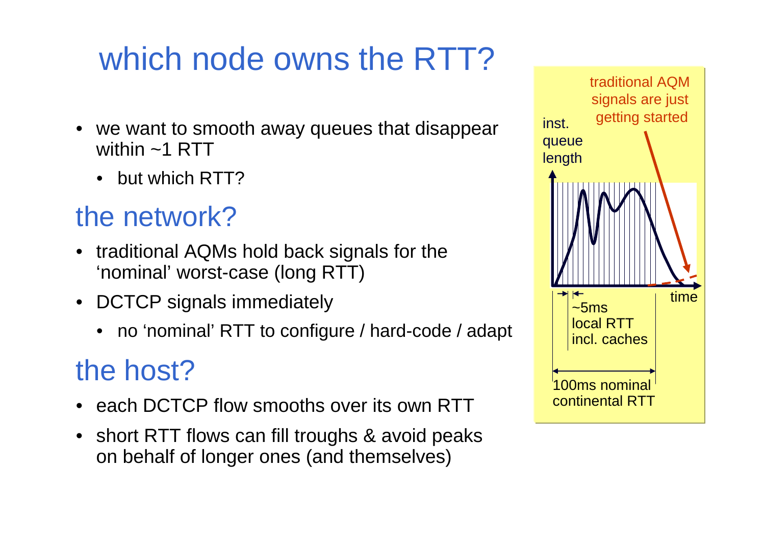# which node owns the RTT?

- we want to smooth away queues that disappear within ~1 RTT
  - but which RTT?

## the network?

- traditional AQMs hold back signals for the 'nominal' worst-case (long RTT)
- DCTCP signals immediately
  - no 'nominal' RTT to configure / hard-code / adapt

## the host?

- each DCTCP flow smooths over its own RTT
- short RTT flows can fill troughs & avoid peaks on behalf of longer ones (and themselves)

traditional AQM signals are just getting started

inst. queue length

time

~5ms local RTT incl. caches

100ms nominal continental RTT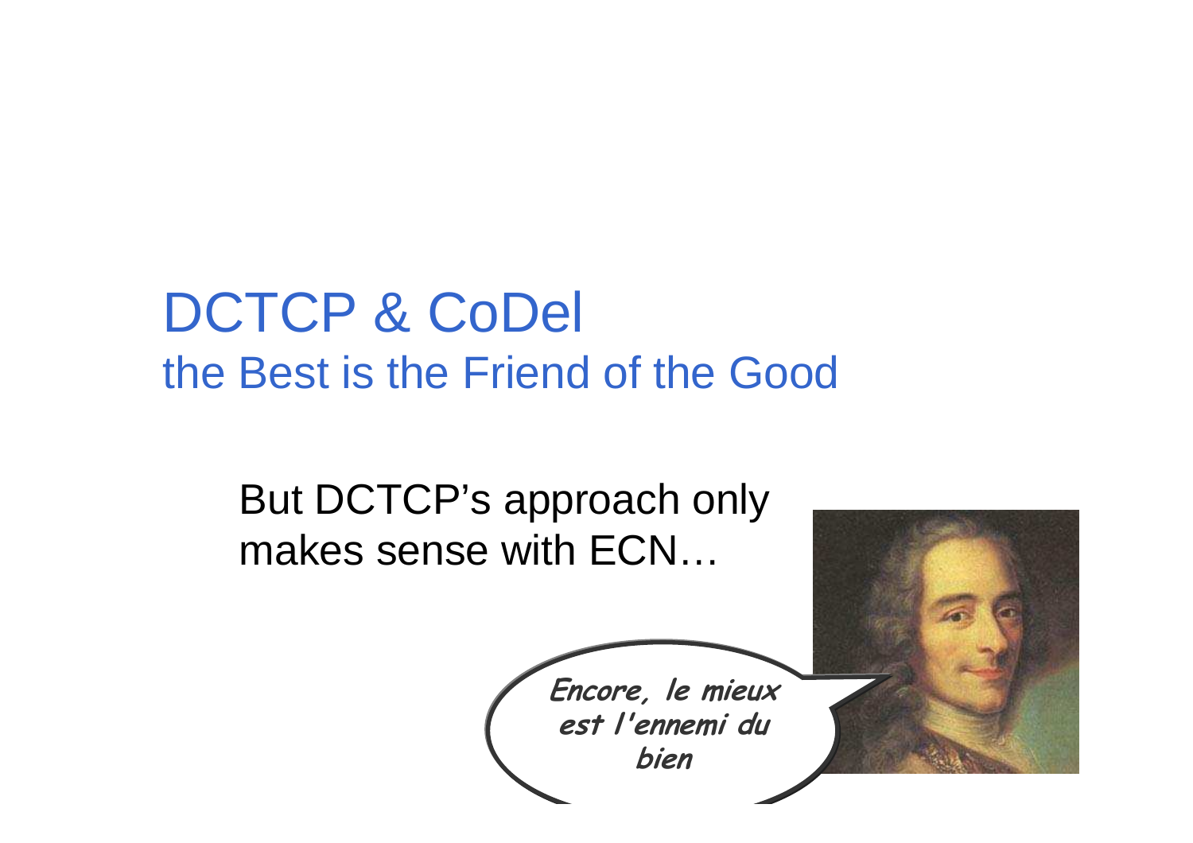# DCTCP & CoDel
## the Best is the Friend of the Good

But DCTCP's approach only makes sense with ECN…

*Encore, le mieux est l'ennemi du bien*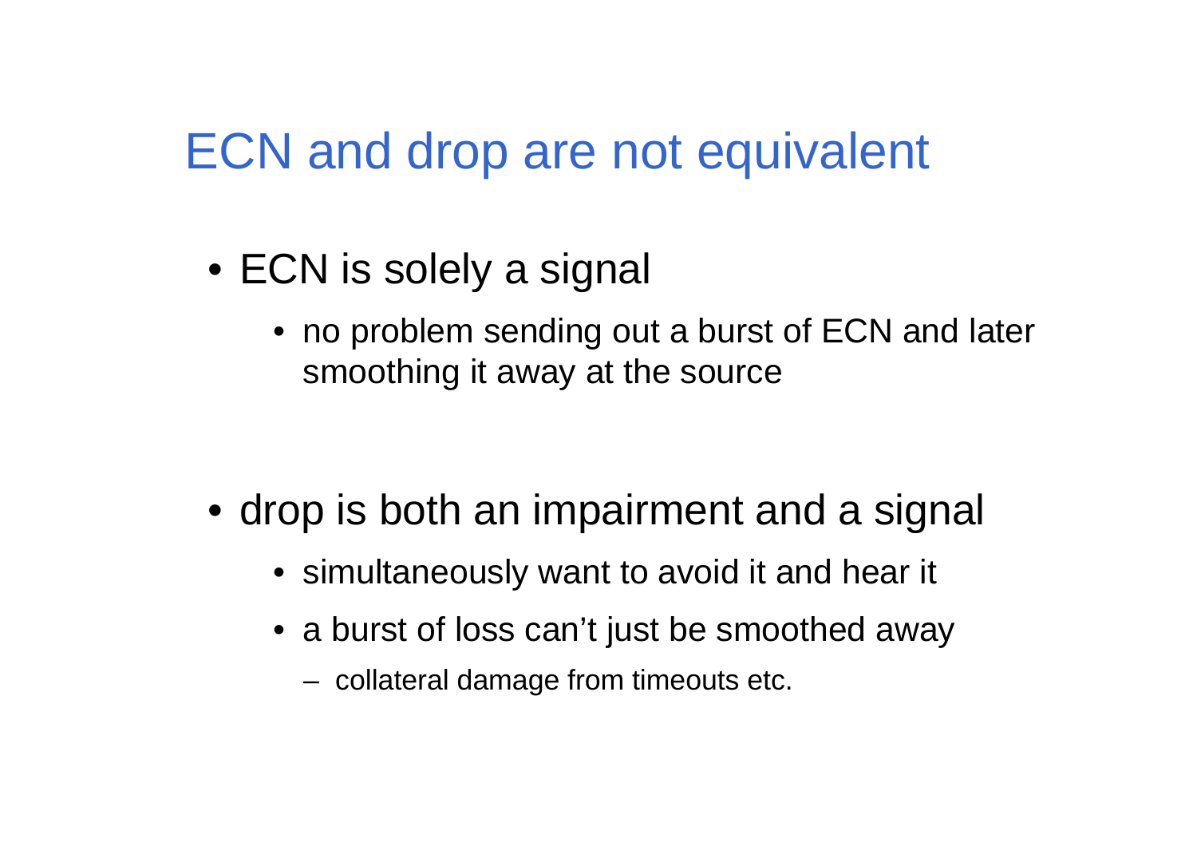# ECN and drop are not equivalent

- ECN is solely a signal
  - no problem sending out a burst of ECN and later smoothing it away at the source

- drop is both an impairment and a signal
  - simultaneously want to avoid it and hear it
  - a burst of loss can't just be smoothed away
    - collateral damage from timeouts etc.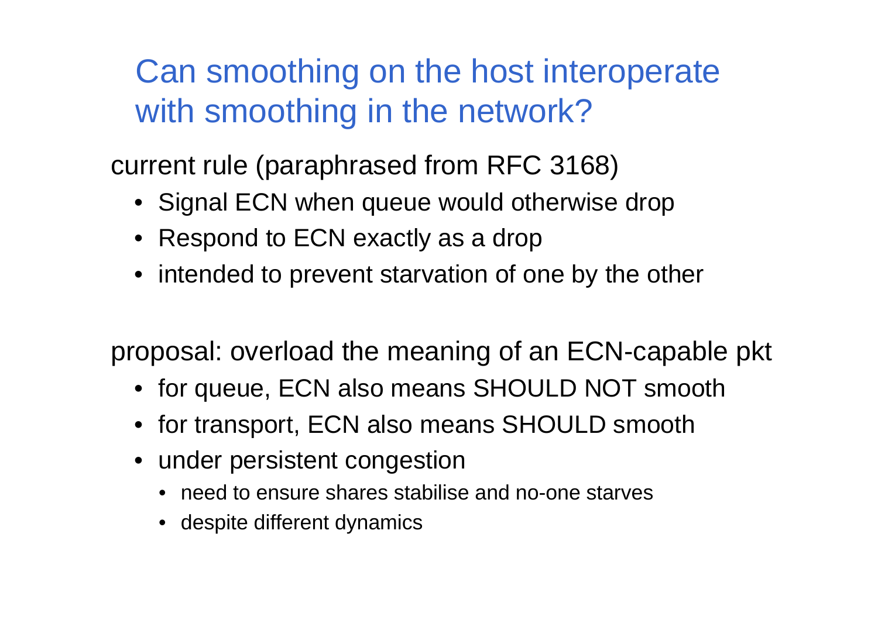# Can smoothing on the host interoperate with smoothing in the network?

current rule (paraphrased from RFC 3168)

- Signal ECN when queue would otherwise drop
- Respond to ECN exactly as a drop
- intended to prevent starvation of one by the other

proposal: overload the meaning of an ECN-capable pkt

- for queue, ECN also means SHOULD NOT smooth
- for transport, ECN also means SHOULD smooth
- under persistent congestion
  - need to ensure shares stabilise and no-one starves
  - despite different dynamics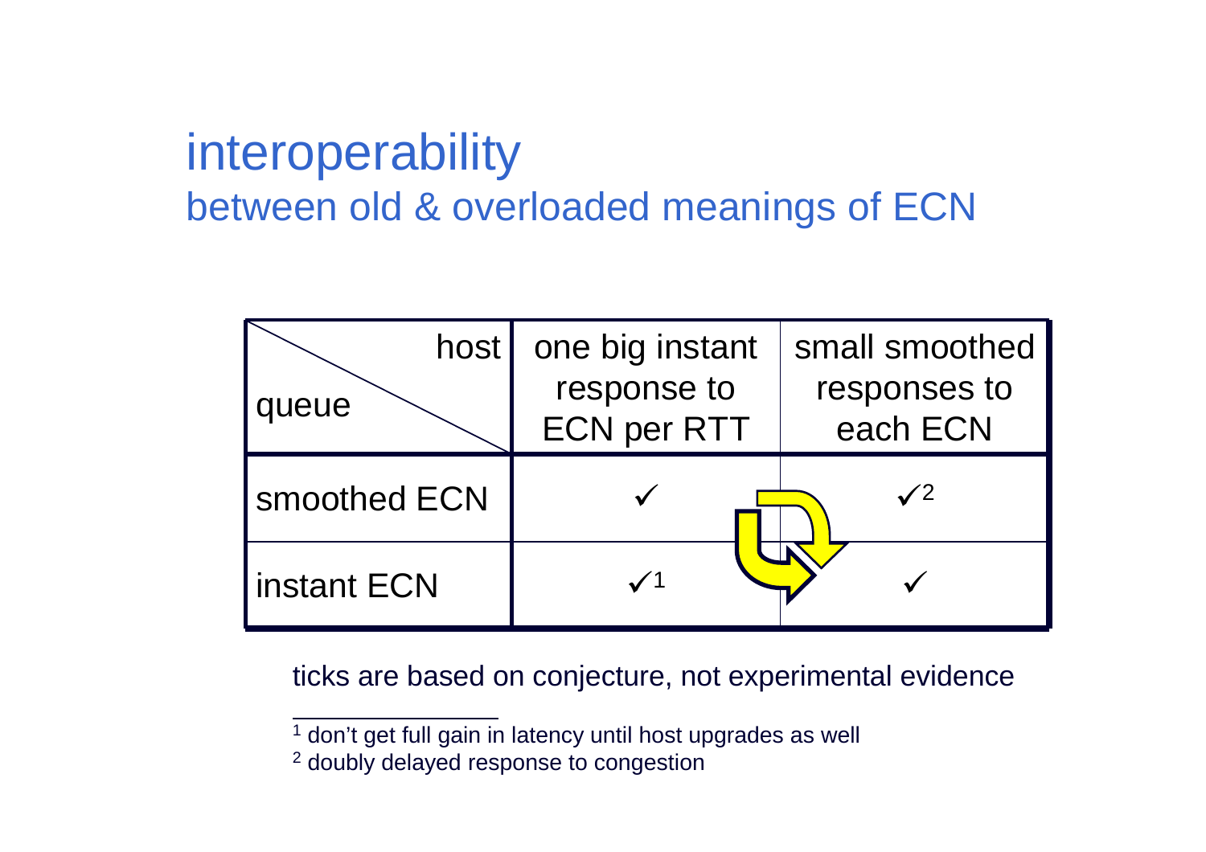# interoperability

## between old & overloaded meanings of ECN

| queue \ host | one big instant response to ECN per RTT | small smoothed responses to each ECN |
|---|---|---|
| smoothed ECN | ✓ | ✓[2] |
| instant ECN | ✓[1] | ✓ |

ticks are based on conjecture, not experimental evidence

---

[1] don't get full gain in latency until host upgrades as well

[2] doubly delayed response to congestion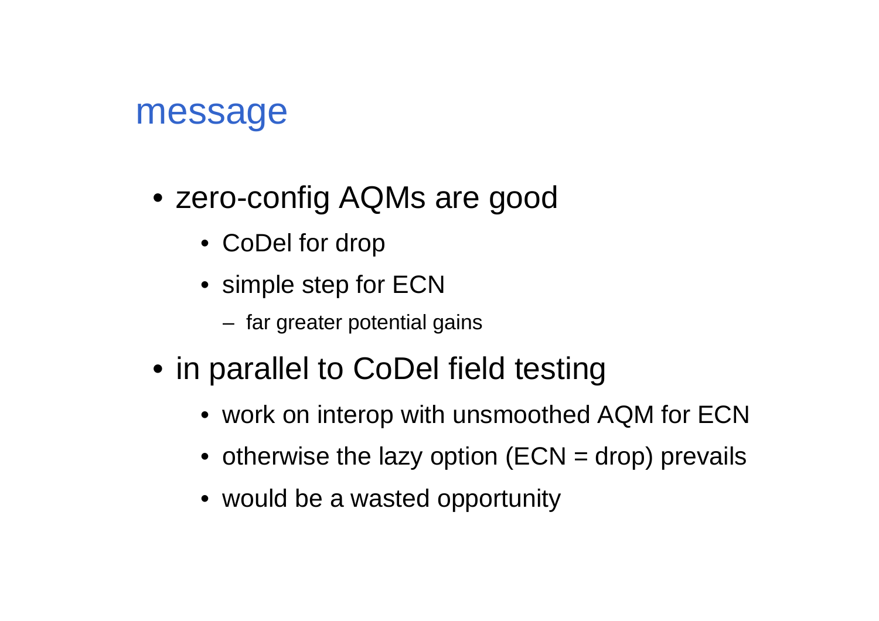## message

- zero-config AQMs are good
  - CoDel for drop
  - simple step for ECN
    - far greater potential gains
- in parallel to CoDel field testing
  - work on interop with unsmoothed AQM for ECN
  - otherwise the lazy option (ECN = drop) prevails
  - would be a wasted opportunity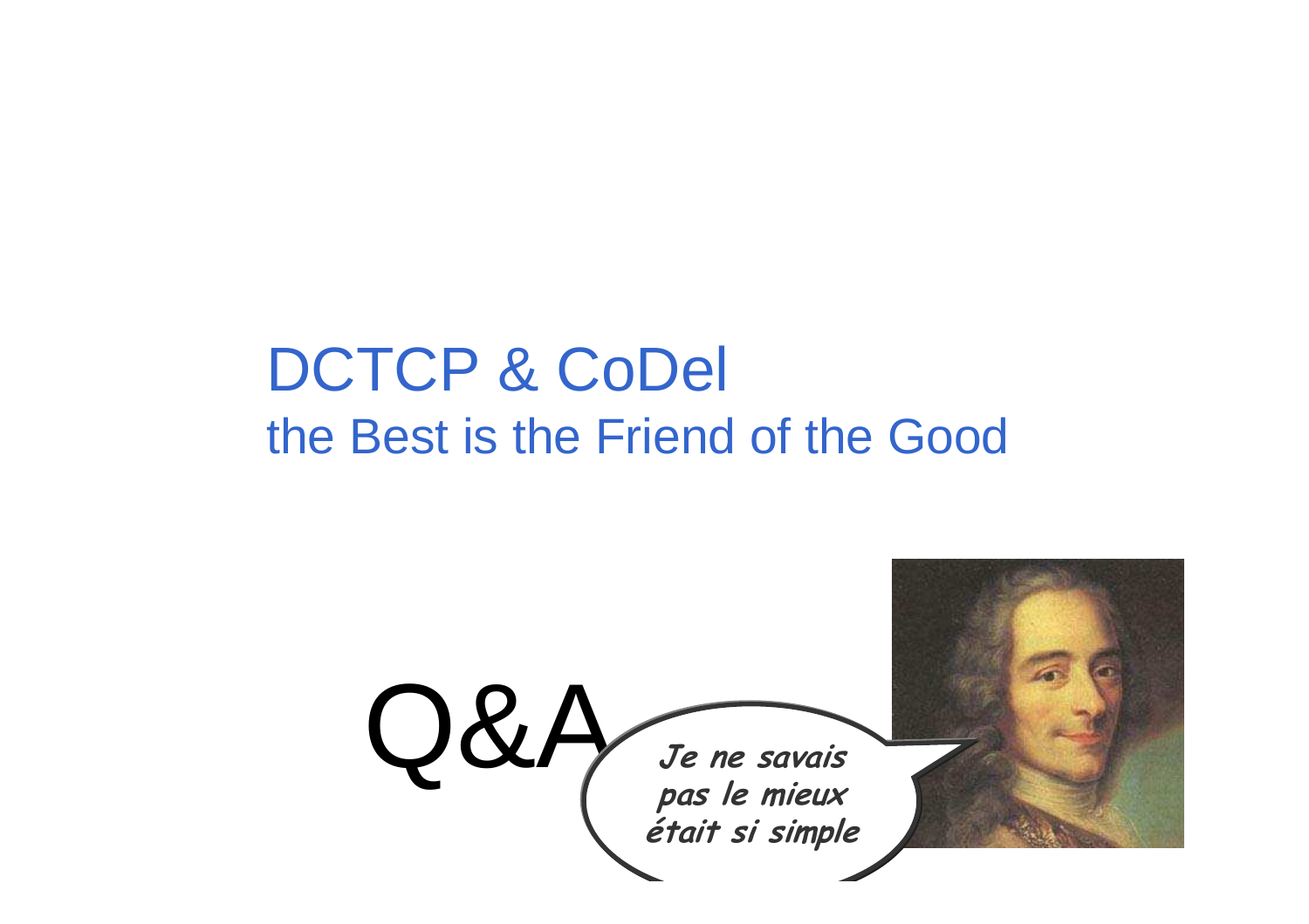# DCTCP & CoDel

## the Best is the Friend of the Good

Q&A

*Je ne savais pas le mieux était si simple*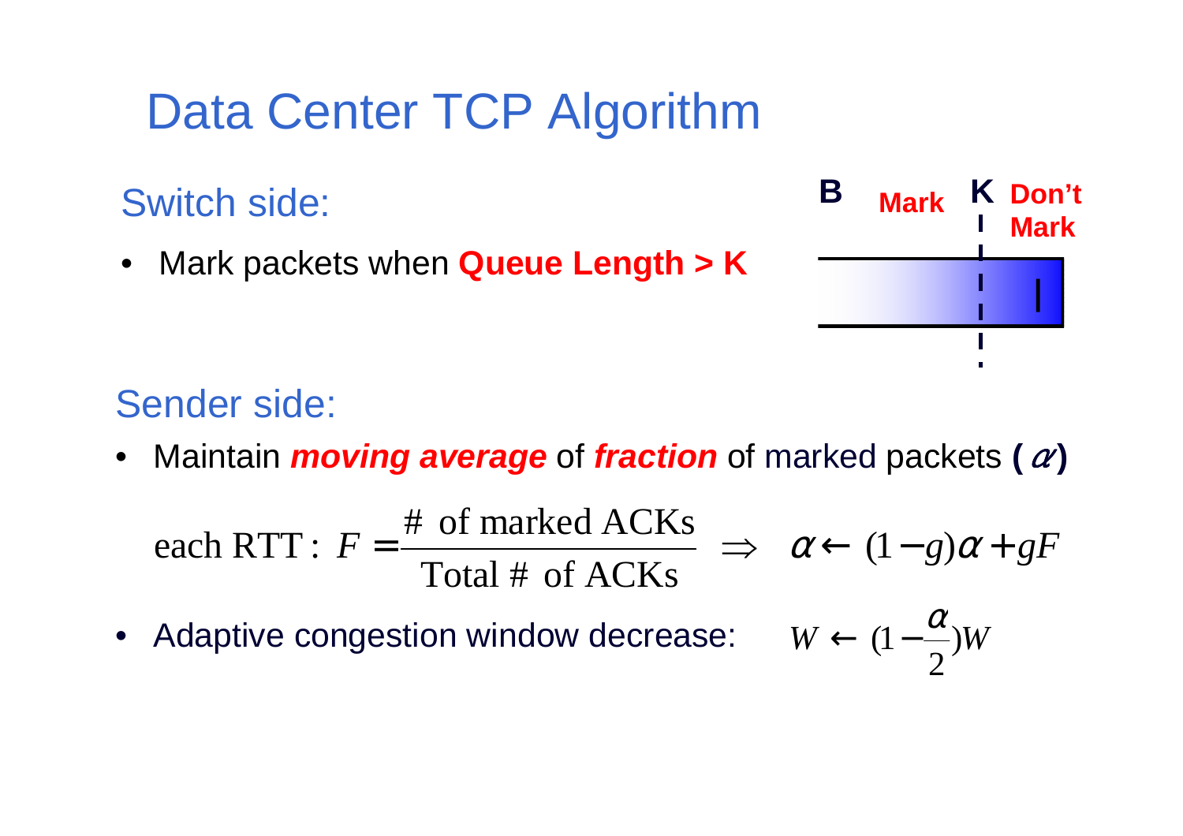# Data Center TCP Algorithm

## Switch side:

- Mark packets when **Queue Length > K**

B

Mark

K

Don't Mark

## Sender side:

- Maintain ***moving average*** of ***fraction*** of marked packets **($\alpha$)**

$$\text{each RTT}: F = \frac{\text{\# of marked ACKs}}{\text{Total \# of ACKs}} \Rightarrow \alpha \leftarrow (1-g)\alpha + gF$$

- Adaptive congestion window decrease: $W \leftarrow (1 - \frac{\alpha}{2})W$